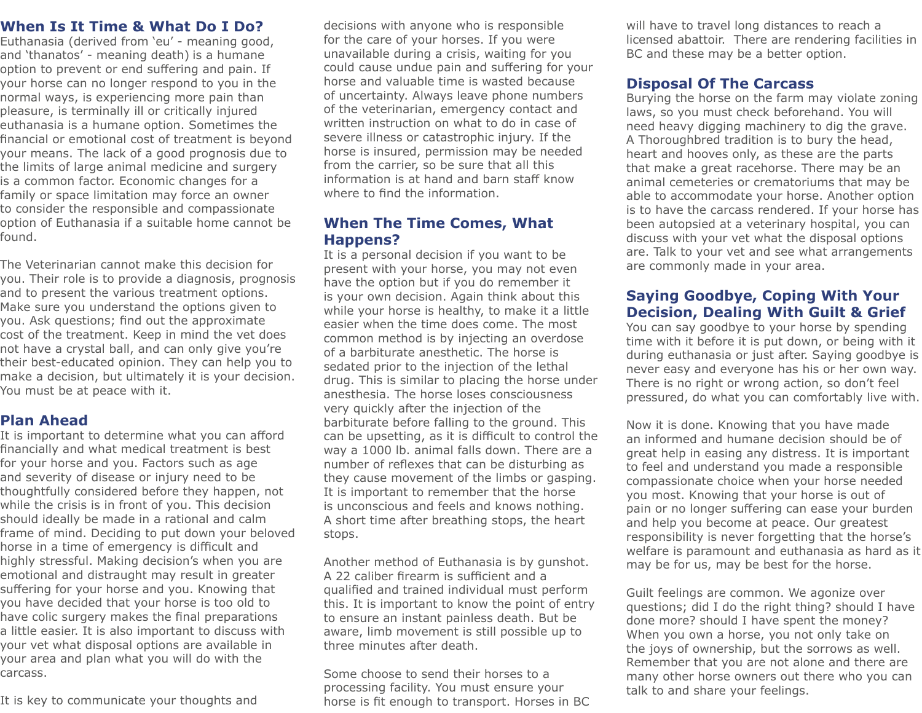## When Is It Time & What Do I Do?

Euthanasia (derived from 'eu' - meaning good, and 'thanatos' - meaning death) is a humane option to prevent or end suffering and pain. If your horse can no longer respond to you in the normal ways, is experiencing more pain than pleasure, is terminally ill or critically injured euthanasia is a humane option. Sometimes the financial or emotional cost of treatment is beyond your means. The lack of a good prognosis due to the limits of large animal medicine and surgery is a common factor. Economic changes for a family or space limitation may force an owner to consider the responsible and compassionate option of Euthanasia if a suitable home cannot be found.

The Veterinarian cannot make this decision for you. Their role is to provide a diagnosis, prognosis and to present the various treatment options. Make sure you understand the options given to you. Ask questions; find out the approximate cost of the treatment. Keep in mind the vet does not have a crystal ball, and can only give you're their best-educated opinion. They can help you to make a decision, but ultimately it is your decision. You must be at peace with it.

## Plan Ahead

It is important to determine what you can afford financially and what medical treatment is best for your horse and you. Factors such as age and severity of disease or injury need to be thoughtfully considered before they happen, not while the crisis is in front of you. This decision should ideally be made in a rational and calm frame of mind. Deciding to put down your beloved horse in a time of emergency is difficult and highly stressful. Making decision's when you are emotional and distraught may result in greater suffering for your horse and you. Knowing that you have decided that your horse is too old to have colic surgery makes the final preparations a little easier. It is also important to discuss with your vet what disposal options are available in your area and plan what you will do with the carcass.

It is key to communicate your thoughts and decisions with anyone who is responsible for the care of your horses. If you were unavailable during a crisis, waiting for you could cause undue pain and suffering for your horse and valuable time is wasted because of uncertainty. Always leave phone numbers of the veterinarian, emergency contact and written instruction on what to do in case of severe illness or catastrophic injury. If the horse is insured, permission may be needed from the carrier, so be sure that all this information is at hand and barn staff know where to find the information.

## When The Time Comes, What Happens?

It is a personal decision if you want to be present with your horse, you may not even have the option but if you do remember it is your own decision. Again think about this while your horse is healthy, to make it a little easier when the time does come. The most common method is by injecting an overdose of a barbiturate anesthetic. The horse is sedated prior to the injection of the lethal drug. This is similar to placing the horse under anesthesia. The horse loses consciousness very quickly after the injection of the barbiturate before falling to the ground. This can be upsetting, as it is difficult to control the way a 1000 lb. animal falls down. There are a number of reflexes that can be disturbing as they cause movement of the limbs or gasping. It is important to remember that the horse is unconscious and feels and knows nothing. A short time after breathing stops, the heart stops.

Another method of Euthanasia is by gunshot. A 22 caliber firearm is sufficient and a qualified and trained individual must perform this. It is important to know the point of entry to ensure an instant painless death. But be aware, limb movement is still possible up to three minutes after death.

Some choose to send their horses to a processing facility. You must ensure your horse is fit enough to transport. Horses in BC will have to travel long distances to reach a licensed abattoir. There are rendering facilities in BC and these may be a better option.

## Disposal Of The Carcass

Burying the horse on the farm may violate zoning laws, so you must check beforehand. You will need heavy digging machinery to dig the grave. A Thoroughbred tradition is to bury the head, heart and hooves only, as these are the parts that make a great racehorse. There may be an animal cemeteries or crematoriums that may be able to accommodate your horse. Another option is to have the carcass rendered. If your horse has been autopsied at a veterinary hospital, you can discuss with your vet what the disposal options are. Talk to your vet and see what arrangements are commonly made in your area.

## Saying Goodbye, Coping With Your Decision, Dealing With Guilt & Grief

You can say goodbye to your horse by spending time with it before it is put down, or being with it during euthanasia or just after. Saying goodbye is never easy and everyone has his or her own way. There is no right or wrong action, so don't feel pressured, do what you can comfortably live with.

Now it is done. Knowing that you have made an informed and humane decision should be of great help in easing any distress. It is important to feel and understand you made a responsible compassionate choice when your horse needed you most. Knowing that your horse is out of pain or no longer suffering can ease your burden and help you become at peace. Our greatest responsibility is never forgetting that the horse's welfare is paramount and euthanasia as hard as it may be for us, may be best for the horse.

Guilt feelings are common. We agonize over questions; did I do the right thing? should I have done more? should I have spent the money? When you own a horse, you not only take on the joys of ownership, but the sorrows as well. Remember that you are not alone and there are many other horse owners out there who you can talk to and share your feelings.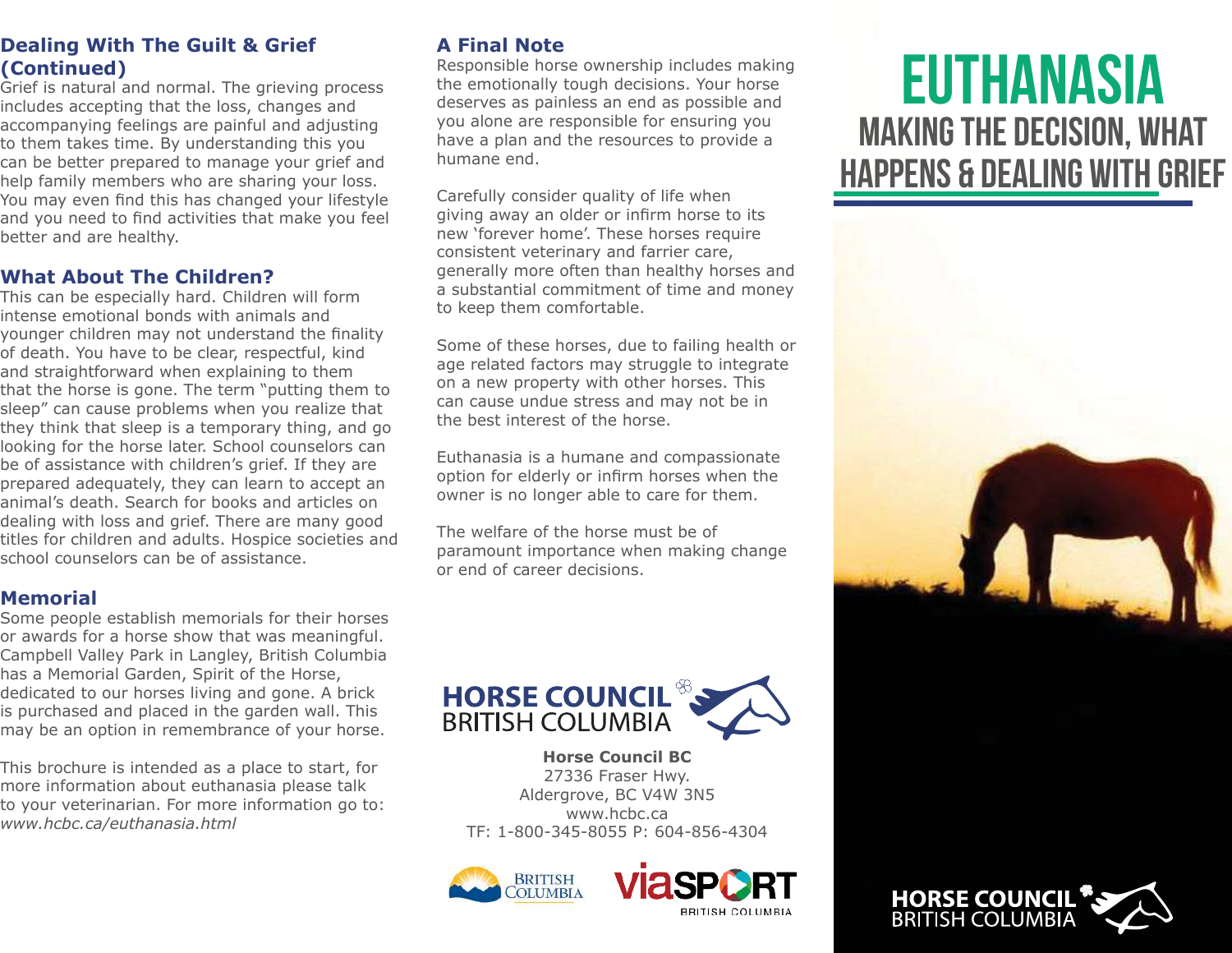## Dealing With The Guilt & Grief (Continued)

Grief is natural and normal. The grieving process includes accepting that the loss, changes and accompanying feelings are painful and adjusting to them takes time. By understanding this you can be better prepared to manage your grief and help family members who are sharing your loss. You may even find this has changed your lifestyle and you need to find activities that make you feel better and are healthy.

## What About The Children?

This can be especially hard. Children will form intense emotional bonds with animals and younger children may not understand the finality of death. You have to be clear, respectful, kind and straightforward when explaining to them that the horse is gone. The term "putting them to sleep" can cause problems when you realize that they think that sleep is a temporary thing, and go looking for the horse later. School counselors can be of assistance with children's grief. If they are prepared adequately, they can learn to accept an animal's death. Search for books and articles on dealing with loss and grief. There are many good titles for children and adults. Hospice societies and school counselors can be of assistance.

## Memorial

Some people establish memorials for their horses or awards for a horse show that was meaningful. Campbell Valley Park in Langley, British Columbia has a Memorial Garden, Spirit of the Horse, dedicated to our horses living and gone. A brick is purchased and placed in the garden wall. This may be an option in remembrance of your horse.

This brochure is intended as a place to start, for more information about euthanasia please talk to your veterinarian. For more information go to: *www.hcbc.ca/euthanasia.html*

## A Final Note

Responsible horse ownership includes making the emotionally tough decisions. Your horse deserves as painless an end as possible and you alone are responsible for ensuring you have a plan and the resources to provide a humane end.

Carefully consider quality of life when giving away an older or infirm horse to its new 'forever home'. These horses require consistent veterinary and farrier care, generally more often than healthy horses and a substantial commitment of time and money to keep them comfortable.

Some of these horses, due to failing health or age related factors may struggle to integrate on a new property with other horses. This can cause undue stress and may not be in the best interest of the horse.

Euthanasia is a humane and compassionate option for elderly or infirm horses when the owner is no longer able to care for them.

The welfare of the horse must be of paramount importance when making change or end of career decisions.

HORSE COUNCIL BRITISH COLUMBIA

**Horse Council BC**
27336 Fraser Hwy.
Aldergrove, BC V4W 3N5
www.hcbc.ca
TF: 1-800-345-8055 P: 604-856-4304

BRITISH COLUMBIA

viaSPORT BRITISH COLUMBIA

# EUTHANASIA

## MAKING THE DECISION, WHAT HAPPENS & DEALING WITH GRIEF

HORSE COUNCIL BRITISH COLUMBIA